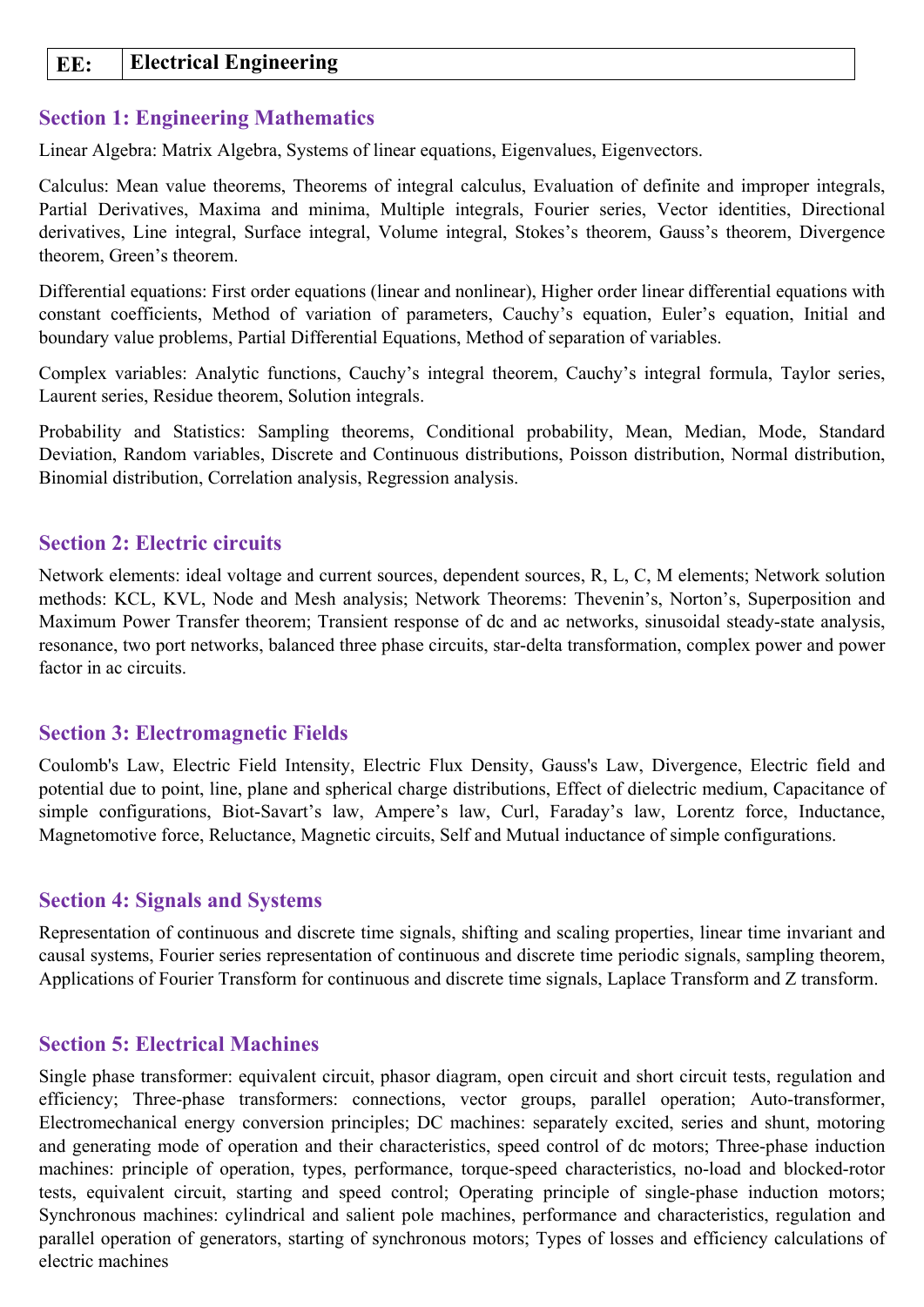| EE: | Electrical Engineering |
|---|---|

## Section 1: Engineering Mathematics

Linear Algebra: Matrix Algebra, Systems of linear equations, Eigenvalues, Eigenvectors.

Calculus: Mean value theorems, Theorems of integral calculus, Evaluation of definite and improper integrals, Partial Derivatives, Maxima and minima, Multiple integrals, Fourier series, Vector identities, Directional derivatives, Line integral, Surface integral, Volume integral, Stokes's theorem, Gauss's theorem, Divergence theorem, Green's theorem.

Differential equations: First order equations (linear and nonlinear), Higher order linear differential equations with constant coefficients, Method of variation of parameters, Cauchy's equation, Euler's equation, Initial and boundary value problems, Partial Differential Equations, Method of separation of variables.

Complex variables: Analytic functions, Cauchy's integral theorem, Cauchy's integral formula, Taylor series, Laurent series, Residue theorem, Solution integrals.

Probability and Statistics: Sampling theorems, Conditional probability, Mean, Median, Mode, Standard Deviation, Random variables, Discrete and Continuous distributions, Poisson distribution, Normal distribution, Binomial distribution, Correlation analysis, Regression analysis.

## Section 2: Electric circuits

Network elements: ideal voltage and current sources, dependent sources, R, L, C, M elements; Network solution methods: KCL, KVL, Node and Mesh analysis; Network Theorems: Thevenin's, Norton's, Superposition and Maximum Power Transfer theorem; Transient response of dc and ac networks, sinusoidal steady-state analysis, resonance, two port networks, balanced three phase circuits, star-delta transformation, complex power and power factor in ac circuits.

## Section 3: Electromagnetic Fields

Coulomb's Law, Electric Field Intensity, Electric Flux Density, Gauss's Law, Divergence, Electric field and potential due to point, line, plane and spherical charge distributions, Effect of dielectric medium, Capacitance of simple configurations, Biot-Savart's law, Ampere's law, Curl, Faraday's law, Lorentz force, Inductance, Magnetomotive force, Reluctance, Magnetic circuits, Self and Mutual inductance of simple configurations.

## Section 4: Signals and Systems

Representation of continuous and discrete time signals, shifting and scaling properties, linear time invariant and causal systems, Fourier series representation of continuous and discrete time periodic signals, sampling theorem, Applications of Fourier Transform for continuous and discrete time signals, Laplace Transform and Z transform.

## Section 5: Electrical Machines

Single phase transformer: equivalent circuit, phasor diagram, open circuit and short circuit tests, regulation and efficiency; Three-phase transformers: connections, vector groups, parallel operation; Auto-transformer, Electromechanical energy conversion principles; DC machines: separately excited, series and shunt, motoring and generating mode of operation and their characteristics, speed control of dc motors; Three-phase induction machines: principle of operation, types, performance, torque-speed characteristics, no-load and blocked-rotor tests, equivalent circuit, starting and speed control; Operating principle of single-phase induction motors; Synchronous machines: cylindrical and salient pole machines, performance and characteristics, regulation and parallel operation of generators, starting of synchronous motors; Types of losses and efficiency calculations of electric machines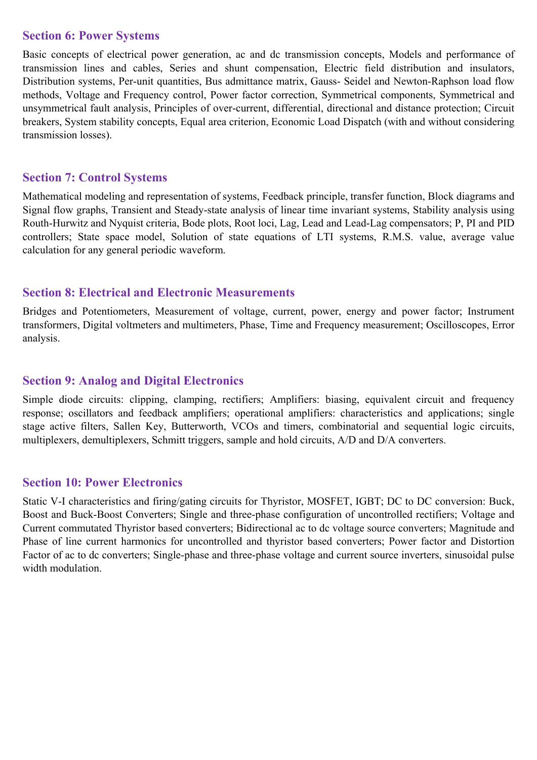## Section 6: Power Systems

Basic concepts of electrical power generation, ac and dc transmission concepts, Models and performance of transmission lines and cables, Series and shunt compensation, Electric field distribution and insulators, Distribution systems, Per-unit quantities, Bus admittance matrix, Gauss- Seidel and Newton-Raphson load flow methods, Voltage and Frequency control, Power factor correction, Symmetrical components, Symmetrical and unsymmetrical fault analysis, Principles of over-current, differential, directional and distance protection; Circuit breakers, System stability concepts, Equal area criterion, Economic Load Dispatch (with and without considering transmission losses).

## Section 7: Control Systems

Mathematical modeling and representation of systems, Feedback principle, transfer function, Block diagrams and Signal flow graphs, Transient and Steady-state analysis of linear time invariant systems, Stability analysis using Routh-Hurwitz and Nyquist criteria, Bode plots, Root loci, Lag, Lead and Lead-Lag compensators; P, PI and PID controllers; State space model, Solution of state equations of LTI systems, R.M.S. value, average value calculation for any general periodic waveform.

## Section 8: Electrical and Electronic Measurements

Bridges and Potentiometers, Measurement of voltage, current, power, energy and power factor; Instrument transformers, Digital voltmeters and multimeters, Phase, Time and Frequency measurement; Oscilloscopes, Error analysis.

## Section 9: Analog and Digital Electronics

Simple diode circuits: clipping, clamping, rectifiers; Amplifiers: biasing, equivalent circuit and frequency response; oscillators and feedback amplifiers; operational amplifiers: characteristics and applications; single stage active filters, Sallen Key, Butterworth, VCOs and timers, combinatorial and sequential logic circuits, multiplexers, demultiplexers, Schmitt triggers, sample and hold circuits, A/D and D/A converters.

## Section 10: Power Electronics

Static V-I characteristics and firing/gating circuits for Thyristor, MOSFET, IGBT; DC to DC conversion: Buck, Boost and Buck-Boost Converters; Single and three-phase configuration of uncontrolled rectifiers; Voltage and Current commutated Thyristor based converters; Bidirectional ac to dc voltage source converters; Magnitude and Phase of line current harmonics for uncontrolled and thyristor based converters; Power factor and Distortion Factor of ac to dc converters; Single-phase and three-phase voltage and current source inverters, sinusoidal pulse width modulation.